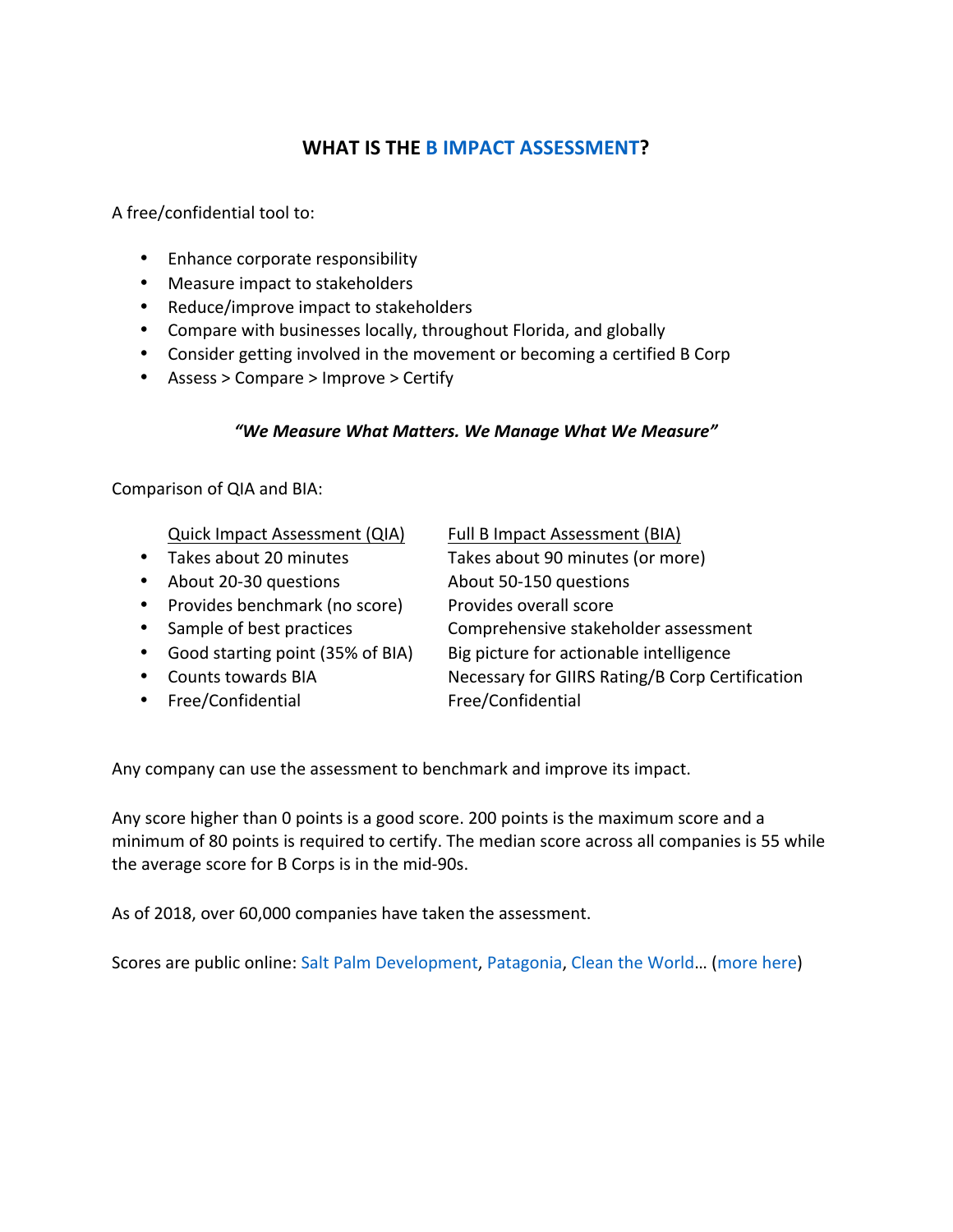# WHAT IS THE B IMPACT ASSESSMENT?

A free/confidential tool to:

- Enhance corporate responsibility
- Measure impact to stakeholders
- Reduce/improve impact to stakeholders
- Compare with businesses locally, throughout Florida, and globally
- Consider getting involved in the movement or becoming a certified B Corp
- Assess > Compare > Improve > Certify

***"We Measure What Matters. We Manage What We Measure"***

Comparison of QIA and BIA:

| Quick Impact Assessment (QIA) | Full B Impact Assessment (BIA) |
| --- | --- |
| Takes about 20 minutes | Takes about 90 minutes (or more) |
| About 20-30 questions | About 50-150 questions |
| Provides benchmark (no score) | Provides overall score |
| Sample of best practices | Comprehensive stakeholder assessment |
| Good starting point (35% of BIA) | Big picture for actionable intelligence |
| Counts towards BIA | Necessary for GIIRS Rating/B Corp Certification |
| Free/Confidential | Free/Confidential |

Any company can use the assessment to benchmark and improve its impact.

Any score higher than 0 points is a good score. 200 points is the maximum score and a minimum of 80 points is required to certify. The median score across all companies is 55 while the average score for B Corps is in the mid-90s.

As of 2018, over 60,000 companies have taken the assessment.

Scores are public online: Salt Palm Development, Patagonia, Clean the World… (more here)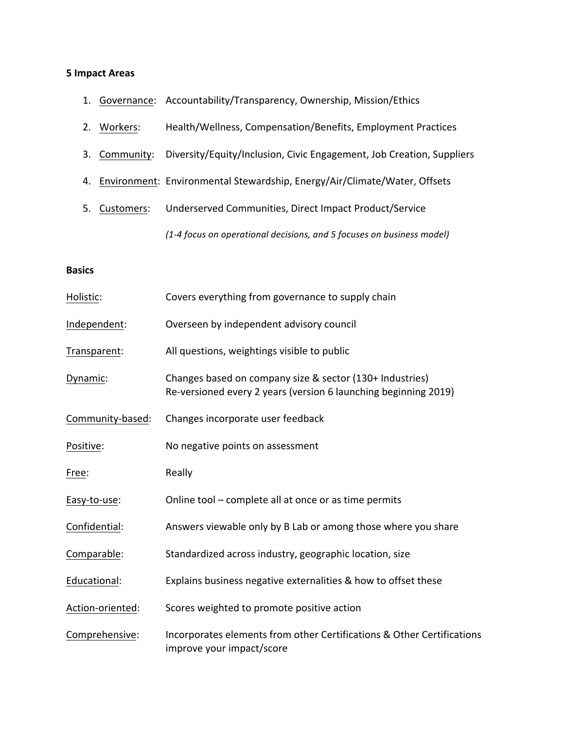**5 Impact Areas**

1. Governance: Accountability/Transparency, Ownership, Mission/Ethics
2. Workers: Health/Wellness, Compensation/Benefits, Employment Practices
3. Community: Diversity/Equity/Inclusion, Civic Engagement, Job Creation, Suppliers
4. Environment: Environmental Stewardship, Energy/Air/Climate/Water, Offsets
5. Customers: Underserved Communities, Direct Impact Product/Service

*(1-4 focus on operational decisions, and 5 focuses on business model)*

**Basics**

Holistic: Covers everything from governance to supply chain

Independent: Overseen by independent advisory council

Transparent: All questions, weightings visible to public

Dynamic: Changes based on company size & sector (130+ Industries)
Re-versioned every 2 years (version 6 launching beginning 2019)

Community-based: Changes incorporate user feedback

Positive: No negative points on assessment

Free: Really

Easy-to-use: Online tool – complete all at once or as time permits

Confidential: Answers viewable only by B Lab or among those where you share

Comparable: Standardized across industry, geographic location, size

Educational: Explains business negative externalities & how to offset these

Action-oriented: Scores weighted to promote positive action

Comprehensive: Incorporates elements from other Certifications & Other Certifications improve your impact/score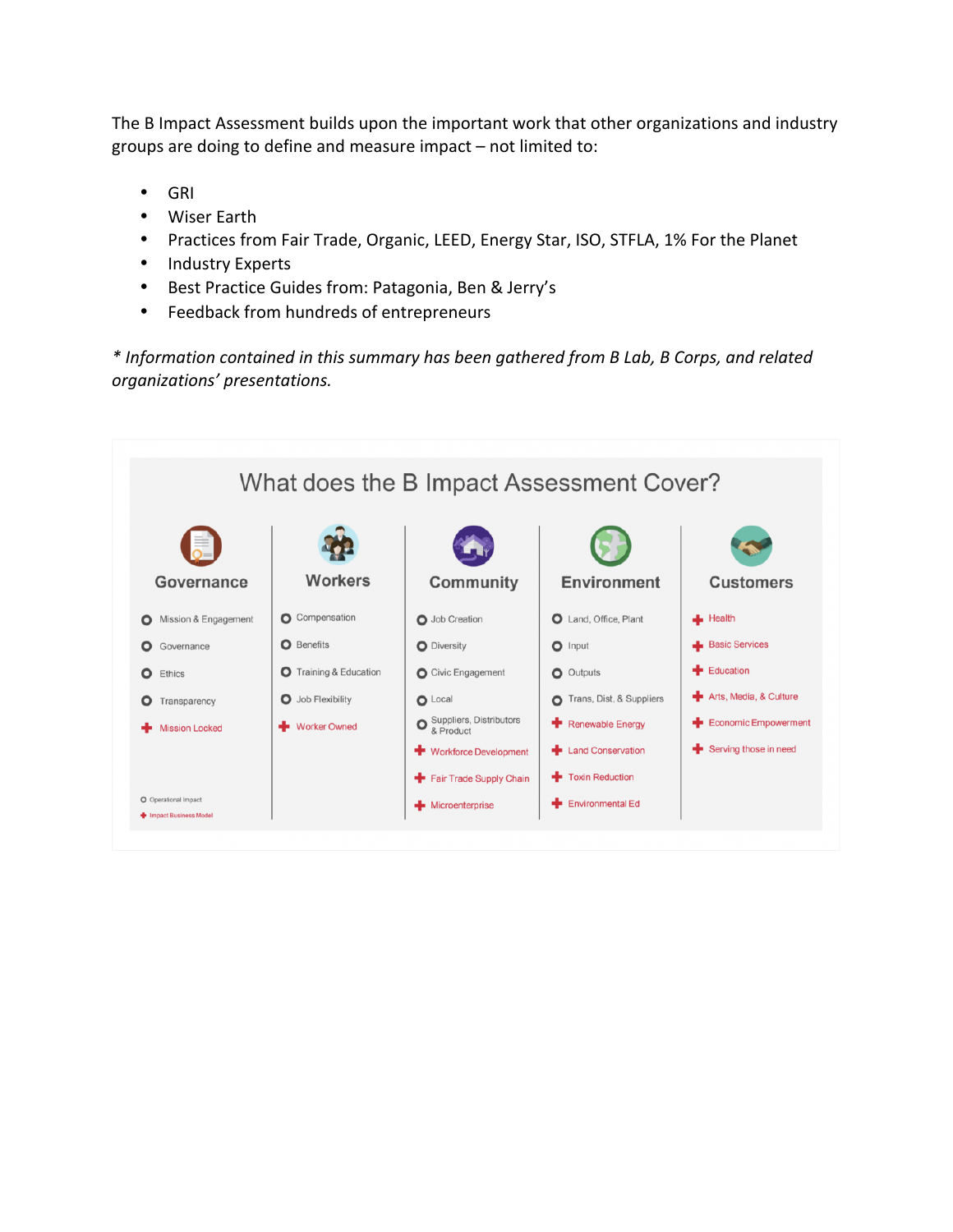The B Impact Assessment builds upon the important work that other organizations and industry groups are doing to define and measure impact – not limited to:

- GRI
- Wiser Earth
- Practices from Fair Trade, Organic, LEED, Energy Star, ISO, STFLA, 1% For the Planet
- Industry Experts
- Best Practice Guides from: Patagonia, Ben & Jerry's
- Feedback from hundreds of entrepreneurs

*\* Information contained in this summary has been gathered from B Lab, B Corps, and related organizations' presentations.*

## What does the B Impact Assessment Cover?

### Governance

- Mission & Engagement
- Governance
- Ethics
- Transparency
- Mission Locked

### Workers

- Compensation
- Benefits
- Training & Education
- Job Flexibility
- Worker Owned

### Community

- Job Creation
- Diversity
- Civic Engagement
- Local
- Suppliers, Distributors & Product
- Workforce Development
- Fair Trade Supply Chain
- Microenterprise

### Environment

- Land, Office, Plant
- Input
- Outputs
- Trans, Dist, & Suppliers
- Renewable Energy
- Land Conservation
- Toxin Reduction
- Environmental Ed

### Customers

- Health
- Basic Services
- Education
- Arts, Media, & Culture
- Economic Empowerment
- Serving those in need

O Operational Impact

+ Impact Business Model